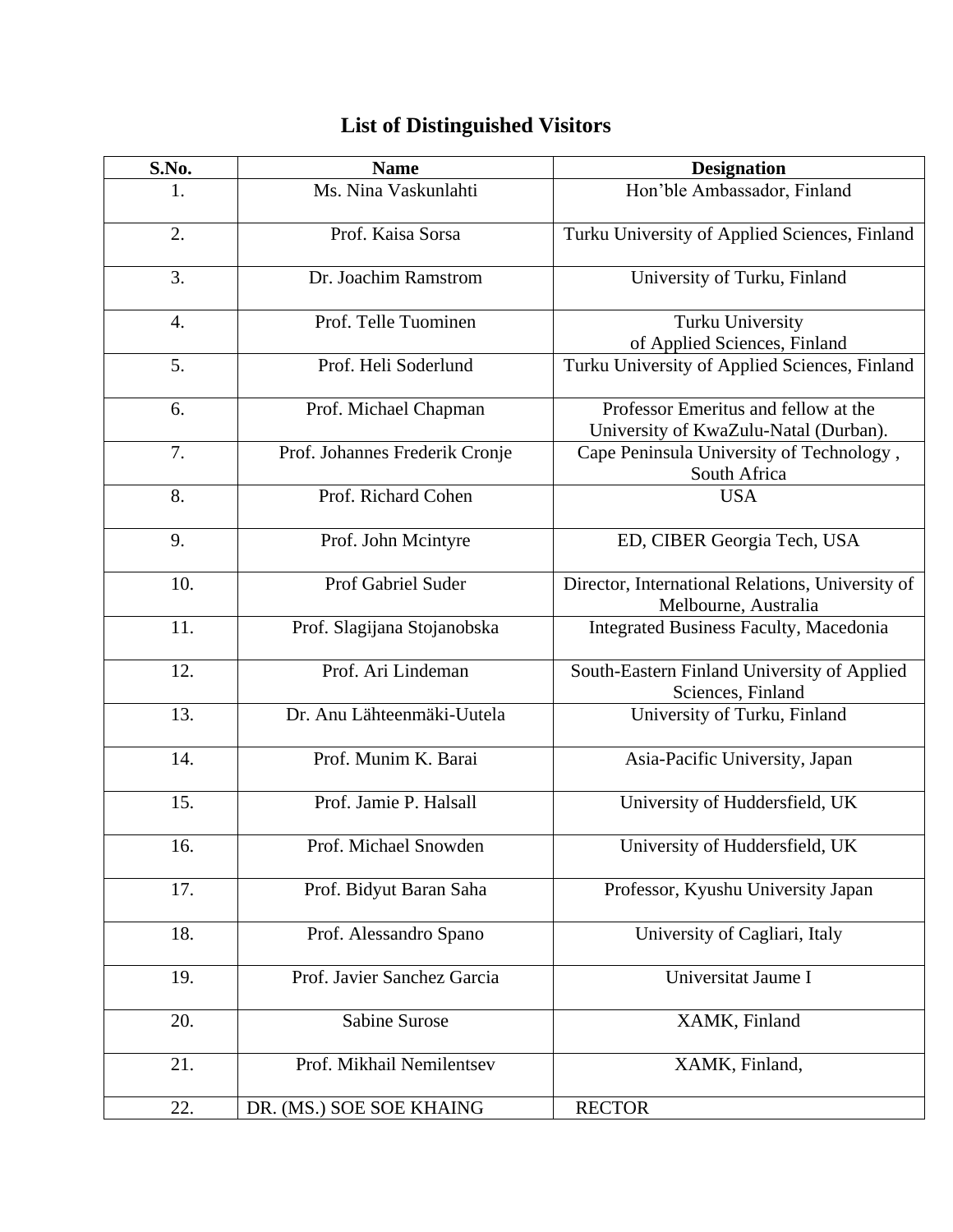# List of Distinguished Visitors

| S.No. | Name | Designation |
|---|---|---|
| 1. | Ms. Nina Vaskunlahti | Hon'ble Ambassador, Finland |
| 2. | Prof. Kaisa Sorsa | Turku University of Applied Sciences, Finland |
| 3. | Dr. Joachim Ramstrom | University of Turku, Finland |
| 4. | Prof. Telle Tuominen | Turku University of Applied Sciences, Finland |
| 5. | Prof. Heli Soderlund | Turku University of Applied Sciences, Finland |
| 6. | Prof. Michael Chapman | Professor Emeritus and fellow at the University of KwaZulu-Natal (Durban). |
| 7. | Prof. Johannes Frederik Cronje | Cape Peninsula University of Technology , South Africa |
| 8. | Prof. Richard Cohen | USA |
| 9. | Prof. John Mcintyre | ED, CIBER Georgia Tech, USA |
| 10. | Prof Gabriel Suder | Director, International Relations, University of Melbourne, Australia |
| 11. | Prof. Slagijana Stojanobska | Integrated Business Faculty, Macedonia |
| 12. | Prof. Ari Lindeman | South-Eastern Finland University of Applied Sciences, Finland |
| 13. | Dr. Anu Lähteenmäki-Uutela | University of Turku, Finland |
| 14. | Prof. Munim K. Barai | Asia-Pacific University, Japan |
| 15. | Prof. Jamie P. Halsall | University of Huddersfield, UK |
| 16. | Prof. Michael Snowden | University of Huddersfield, UK |
| 17. | Prof. Bidyut Baran Saha | Professor, Kyushu University Japan |
| 18. | Prof. Alessandro Spano | University of Cagliari, Italy |
| 19. | Prof. Javier Sanchez Garcia | Universitat Jaume I |
| 20. | Sabine Surose | XAMK, Finland |
| 21. | Prof. Mikhail Nemilentsev | XAMK, Finland, |
| 22. | DR. (MS.) SOE SOE KHAING | RECTOR |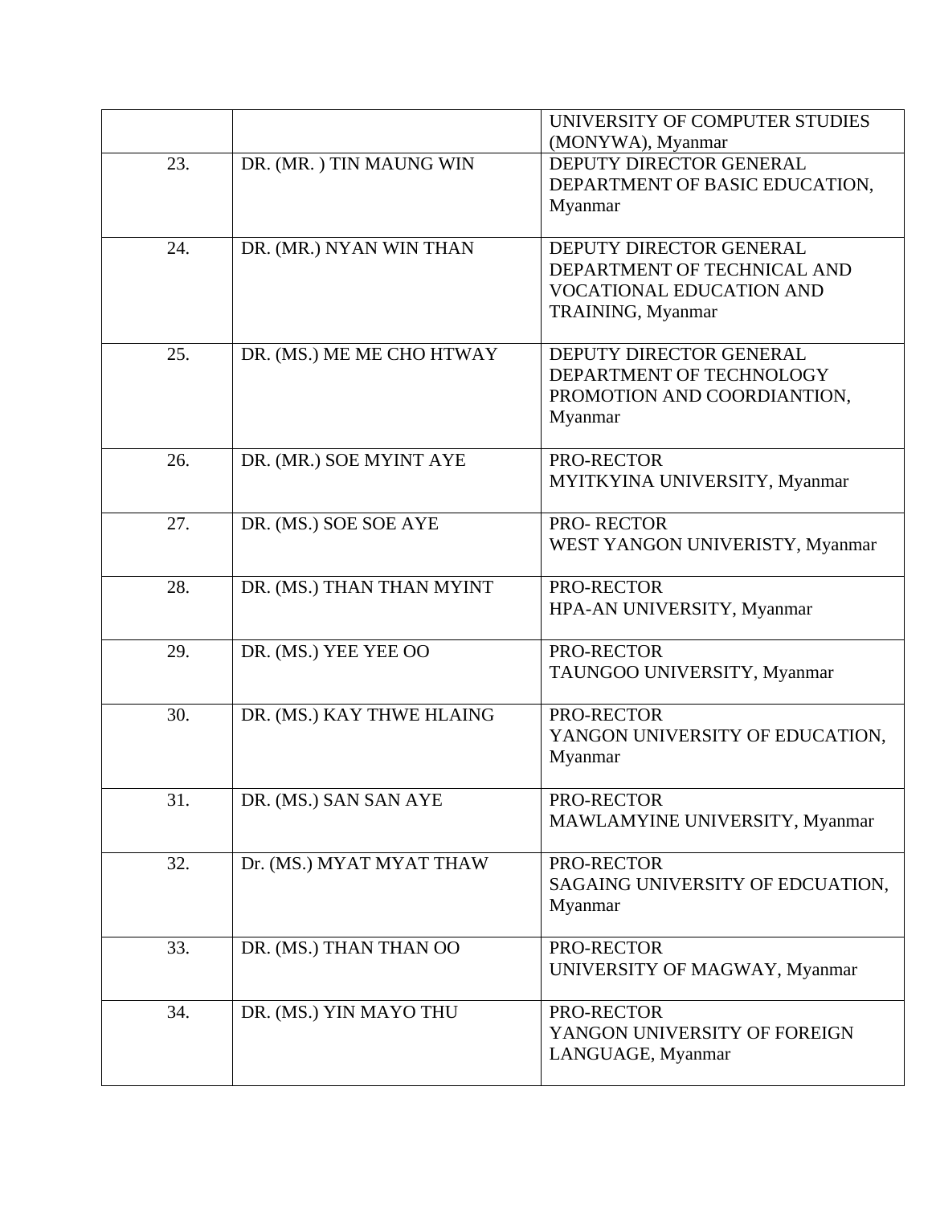| | | |
|---|---|---|
| | | UNIVERSITY OF COMPUTER STUDIES (MONYWA), Myanmar |
| 23. | DR. (MR. ) TIN MAUNG WIN | DEPUTY DIRECTOR GENERAL DEPARTMENT OF BASIC EDUCATION, Myanmar |
| 24. | DR. (MR.) NYAN WIN THAN | DEPUTY DIRECTOR GENERAL DEPARTMENT OF TECHNICAL AND VOCATIONAL EDUCATION AND TRAINING, Myanmar |
| 25. | DR. (MS.) ME ME CHO HTWAY | DEPUTY DIRECTOR GENERAL DEPARTMENT OF TECHNOLOGY PROMOTION AND COORDIANTION, Myanmar |
| 26. | DR. (MR.) SOE MYINT AYE | PRO-RECTOR MYITKYINA UNIVERSITY, Myanmar |
| 27. | DR. (MS.) SOE SOE AYE | PRO- RECTOR WEST YANGON UNIVERISTY, Myanmar |
| 28. | DR. (MS.) THAN THAN MYINT | PRO-RECTOR HPA-AN UNIVERSITY, Myanmar |
| 29. | DR. (MS.) YEE YEE OO | PRO-RECTOR TAUNGOO UNIVERSITY, Myanmar |
| 30. | DR. (MS.) KAY THWE HLAING | PRO-RECTOR YANGON UNIVERSITY OF EDUCATION, Myanmar |
| 31. | DR. (MS.) SAN SAN AYE | PRO-RECTOR MAWLAMYINE UNIVERSITY, Myanmar |
| 32. | Dr. (MS.) MYAT MYAT THAW | PRO-RECTOR SAGAING UNIVERSITY OF EDCUATION, Myanmar |
| 33. | DR. (MS.) THAN THAN OO | PRO-RECTOR UNIVERSITY OF MAGWAY, Myanmar |
| 34. | DR. (MS.) YIN MAYO THU | PRO-RECTOR YANGON UNIVERSITY OF FOREIGN LANGUAGE, Myanmar |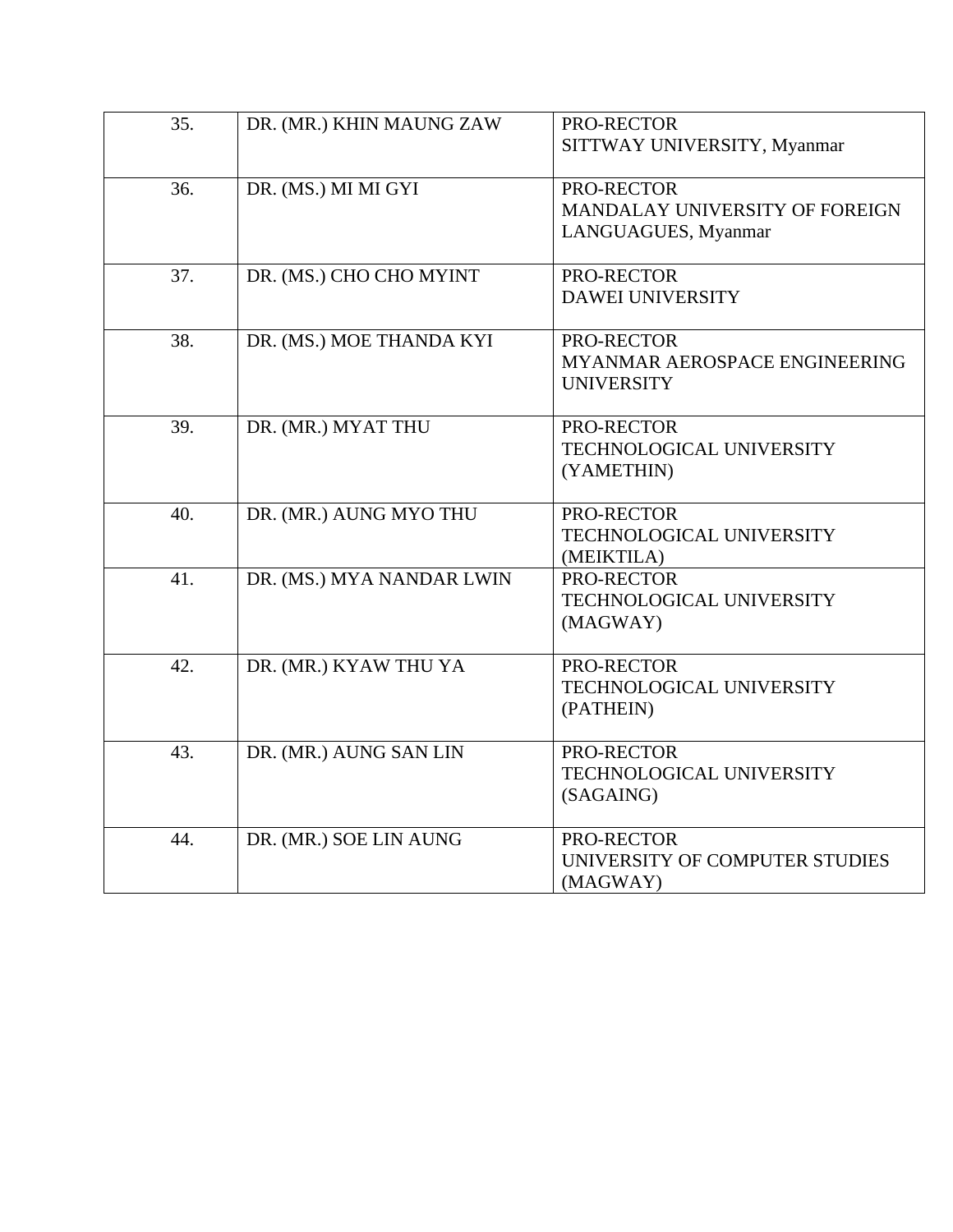| | | |
|---|---|---|
| 35. | DR. (MR.) KHIN MAUNG ZAW | PRO-RECTOR<br>SITTWAY UNIVERSITY, Myanmar |
| 36. | DR. (MS.) MI MI GYI | PRO-RECTOR<br>MANDALAY UNIVERSITY OF FOREIGN LANGUAGUES, Myanmar |
| 37. | DR. (MS.) CHO CHO MYINT | PRO-RECTOR<br>DAWEI UNIVERSITY |
| 38. | DR. (MS.) MOE THANDA KYI | PRO-RECTOR<br>MYANMAR AEROSPACE ENGINEERING UNIVERSITY |
| 39. | DR. (MR.) MYAT THU | PRO-RECTOR<br>TECHNOLOGICAL UNIVERSITY (YAMETHIN) |
| 40. | DR. (MR.) AUNG MYO THU | PRO-RECTOR<br>TECHNOLOGICAL UNIVERSITY (MEIKTILA) |
| 41. | DR. (MS.) MYA NANDAR LWIN | PRO-RECTOR<br>TECHNOLOGICAL UNIVERSITY (MAGWAY) |
| 42. | DR. (MR.) KYAW THU YA | PRO-RECTOR<br>TECHNOLOGICAL UNIVERSITY (PATHEIN) |
| 43. | DR. (MR.) AUNG SAN LIN | PRO-RECTOR<br>TECHNOLOGICAL UNIVERSITY (SAGAING) |
| 44. | DR. (MR.) SOE LIN AUNG | PRO-RECTOR<br>UNIVERSITY OF COMPUTER STUDIES (MAGWAY) |